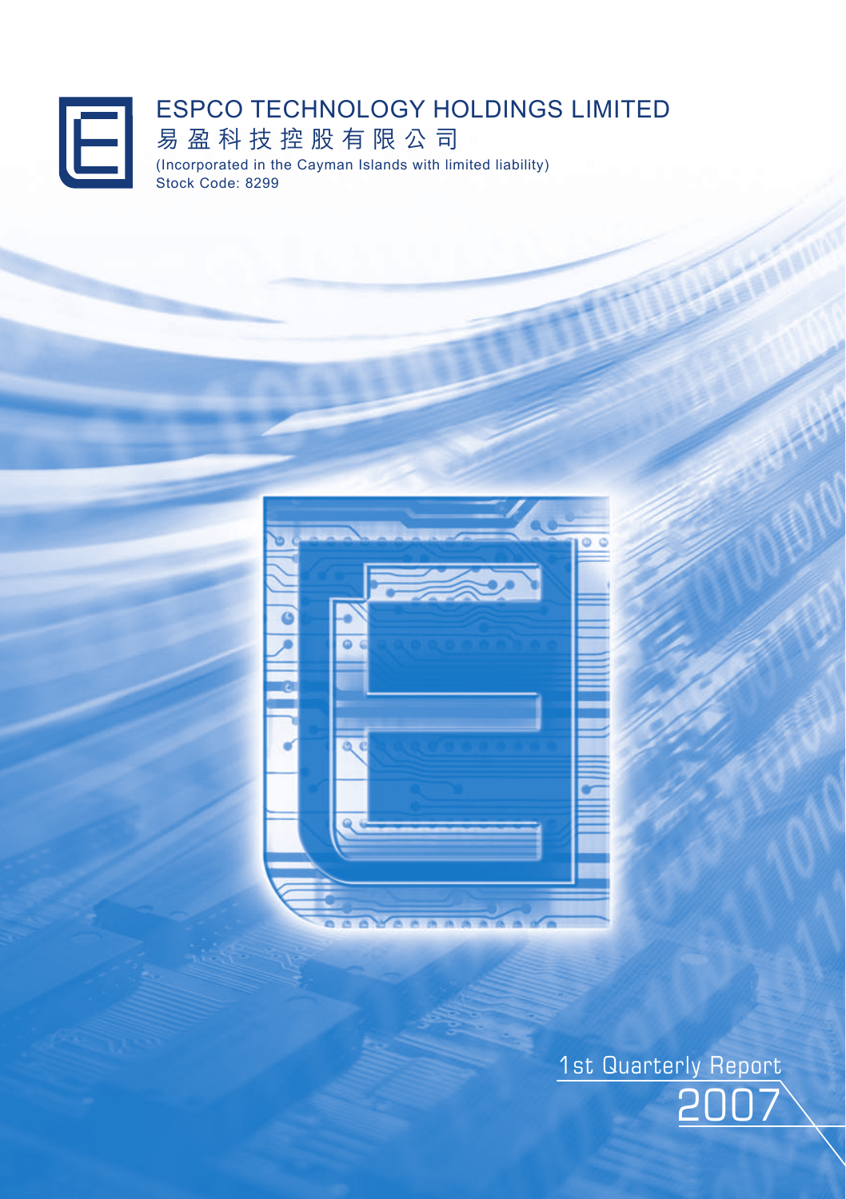# ESPCO TECHNOLOGY HOLDINGS LIMITED

# 易盈科技控股有限公司

(Incorporated in the Cayman Islands with limited liability)

Stock Code: 8299

1st Quarterly Report

2007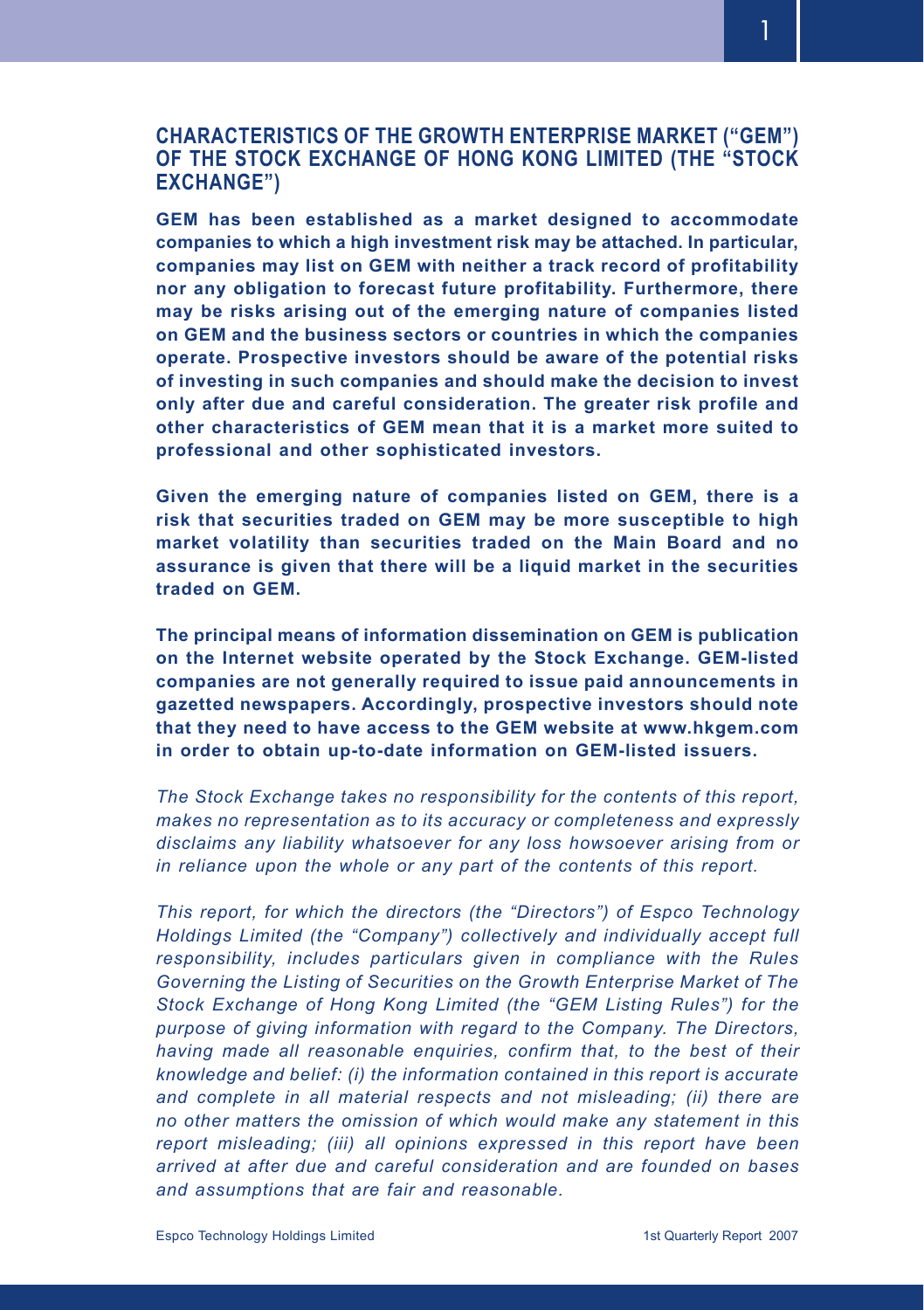## CHARACTERISTICS OF THE GROWTH ENTERPRISE MARKET ("GEM") OF THE STOCK EXCHANGE OF HONG KONG LIMITED (THE "STOCK EXCHANGE")

**GEM has been established as a market designed to accommodate companies to which a high investment risk may be attached. In particular, companies may list on GEM with neither a track record of profitability nor any obligation to forecast future profitability. Furthermore, there may be risks arising out of the emerging nature of companies listed on GEM and the business sectors or countries in which the companies operate. Prospective investors should be aware of the potential risks of investing in such companies and should make the decision to invest only after due and careful consideration. The greater risk profile and other characteristics of GEM mean that it is a market more suited to professional and other sophisticated investors.**

**Given the emerging nature of companies listed on GEM, there is a risk that securities traded on GEM may be more susceptible to high market volatility than securities traded on the Main Board and no assurance is given that there will be a liquid market in the securities traded on GEM.**

**The principal means of information dissemination on GEM is publication on the Internet website operated by the Stock Exchange. GEM-listed companies are not generally required to issue paid announcements in gazetted newspapers. Accordingly, prospective investors should note that they need to have access to the GEM website at www.hkgem.com in order to obtain up-to-date information on GEM-listed issuers.**

*The Stock Exchange takes no responsibility for the contents of this report, makes no representation as to its accuracy or completeness and expressly disclaims any liability whatsoever for any loss howsoever arising from or in reliance upon the whole or any part of the contents of this report.*

*This report, for which the directors (the "Directors") of Espco Technology Holdings Limited (the "Company") collectively and individually accept full responsibility, includes particulars given in compliance with the Rules Governing the Listing of Securities on the Growth Enterprise Market of The Stock Exchange of Hong Kong Limited (the "GEM Listing Rules") for the purpose of giving information with regard to the Company. The Directors, having made all reasonable enquiries, confirm that, to the best of their knowledge and belief: (i) the information contained in this report is accurate and complete in all material respects and not misleading; (ii) there are no other matters the omission of which would make any statement in this report misleading; (iii) all opinions expressed in this report have been arrived at after due and careful consideration and are founded on bases and assumptions that are fair and reasonable.*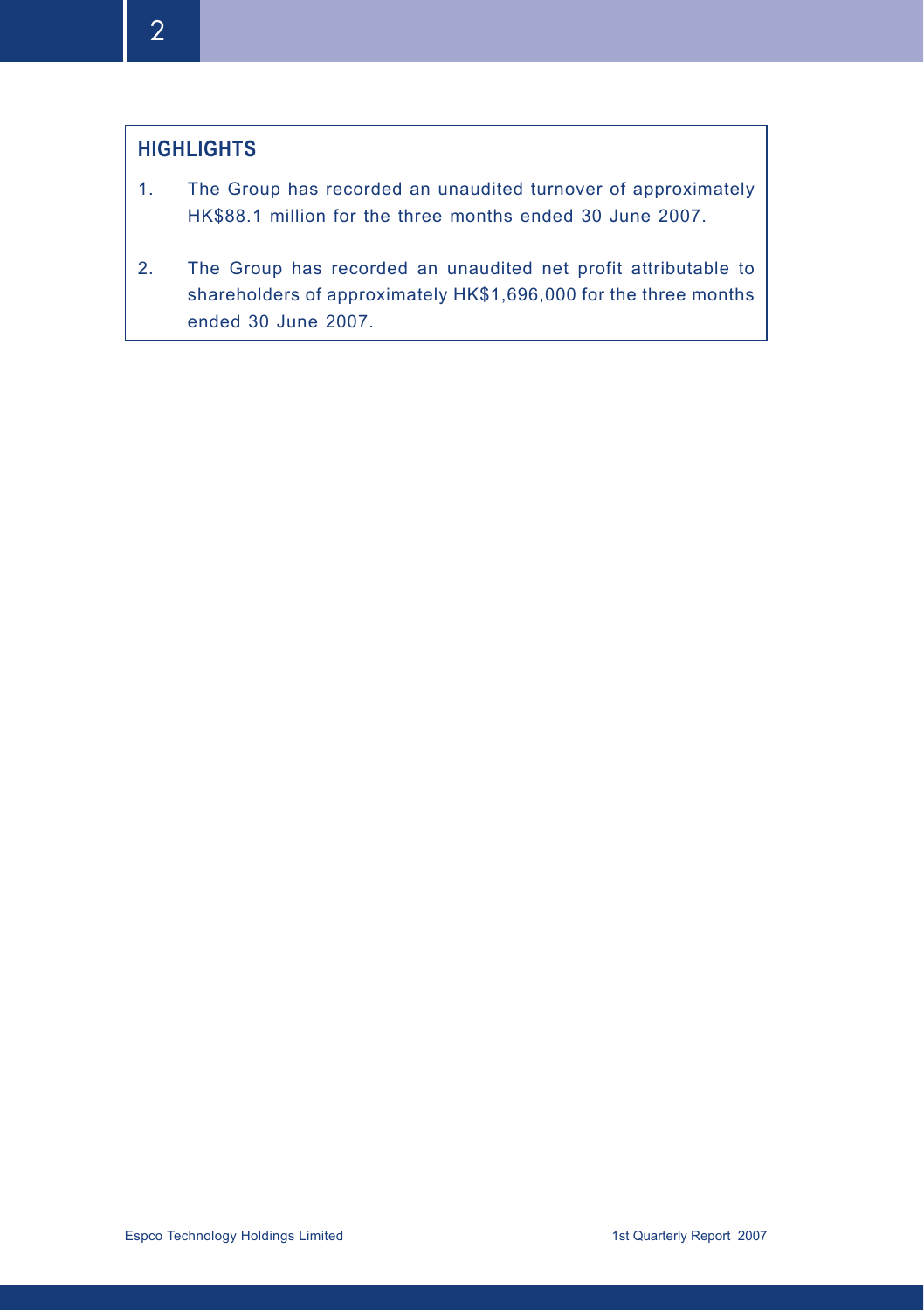## HIGHLIGHTS

1. The Group has recorded an unaudited turnover of approximately HK$88.1 million for the three months ended 30 June 2007.

2. The Group has recorded an unaudited net profit attributable to shareholders of approximately HK$1,696,000 for the three months ended 30 June 2007.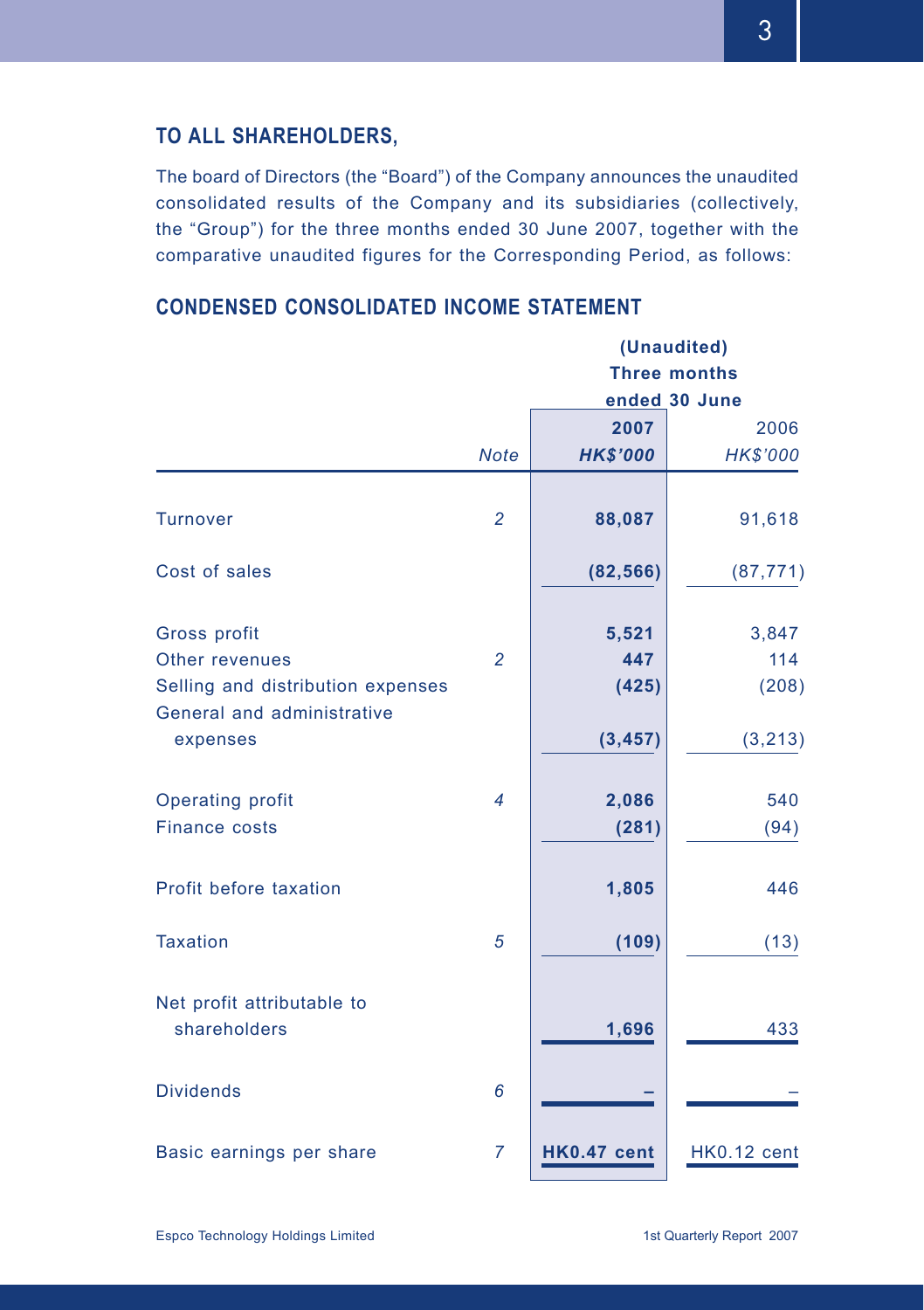## TO ALL SHAREHOLDERS,

The board of Directors (the "Board") of the Company announces the unaudited consolidated results of the Company and its subsidiaries (collectively, the "Group") for the three months ended 30 June 2007, together with the comparative unaudited figures for the Corresponding Period, as follows:

## CONDENSED CONSOLIDATED INCOME STATEMENT

| | | (Unaudited) Three months ended 30 June | |
|---|---|---|---|
| | | **2007** | 2006 |
| | *Note* | ***HK$'000*** | *HK$'000* |
| Turnover | *2* | **88,087** | 91,618 |
| Cost of sales | | **(82,566)** | (87,771) |
| Gross profit | | **5,521** | 3,847 |
| Other revenues | *2* | **447** | 114 |
| Selling and distribution expenses | | **(425)** | (208) |
| General and administrative expenses | | **(3,457)** | (3,213) |
| Operating profit | *4* | **2,086** | 540 |
| Finance costs | | **(281)** | (94) |
| Profit before taxation | | **1,805** | 446 |
| Taxation | *5* | **(109)** | (13) |
| Net profit attributable to shareholders | | **1,696** | 433 |
| Dividends | *6* | **–** | – |
| Basic earnings per share | *7* | **HK0.47 cent** | HK0.12 cent |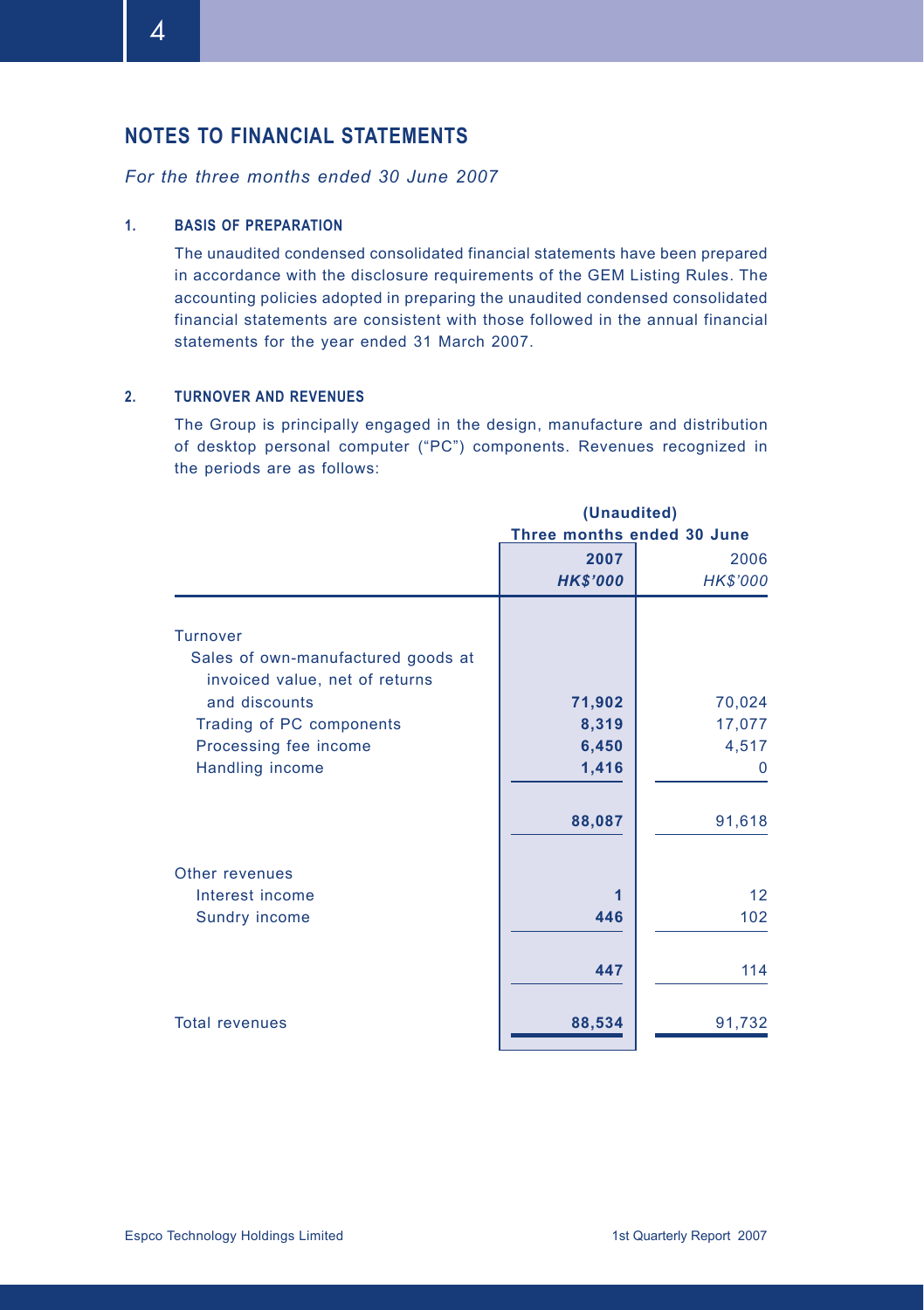## NOTES TO FINANCIAL STATEMENTS

*For the three months ended 30 June 2007*

### 1. BASIS OF PREPARATION

The unaudited condensed consolidated financial statements have been prepared in accordance with the disclosure requirements of the GEM Listing Rules. The accounting policies adopted in preparing the unaudited condensed consolidated financial statements are consistent with those followed in the annual financial statements for the year ended 31 March 2007.

### 2. TURNOVER AND REVENUES

The Group is principally engaged in the design, manufacture and distribution of desktop personal computer ("PC") components. Revenues recognized in the periods are as follows:

| | **(Unaudited) Three months ended 30 June** | |
|---|---|---|
| | **2007** | 2006 |
| | ***HK$'000*** | *HK$'000* |
| Turnover | | |
| Sales of own-manufactured goods at invoiced value, net of returns and discounts | **71,902** | 70,024 |
| Trading of PC components | **8,319** | 17,077 |
| Processing fee income | **6,450** | 4,517 |
| Handling income | **1,416** | 0 |
| | **88,087** | 91,618 |
| Other revenues | | |
| Interest income | **1** | 12 |
| Sundry income | **446** | 102 |
| | **447** | 114 |
| Total revenues | **88,534** | 91,732 |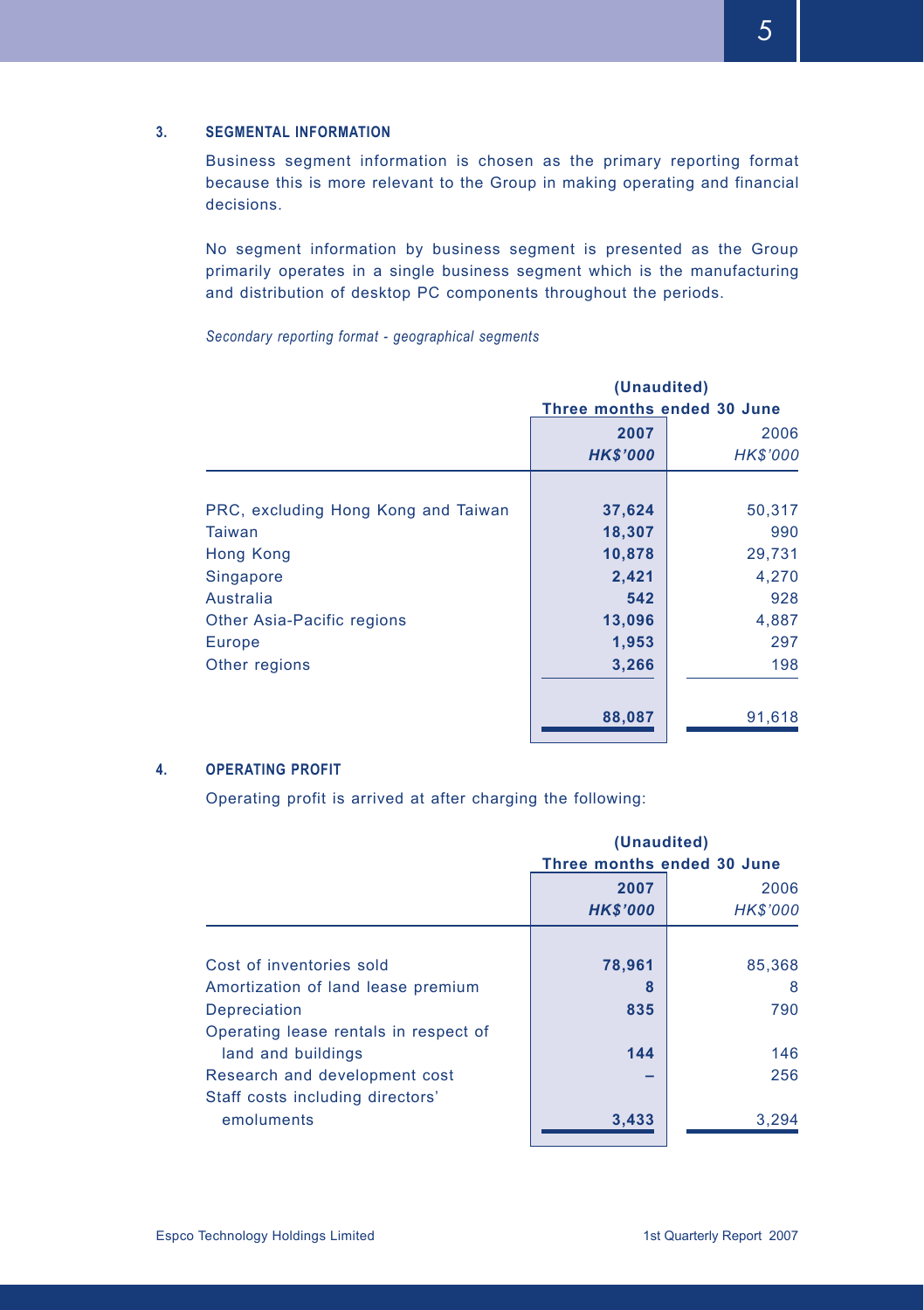### 3. SEGMENTAL INFORMATION

Business segment information is chosen as the primary reporting format because this is more relevant to the Group in making operating and financial decisions.

No segment information by business segment is presented as the Group primarily operates in a single business segment which is the manufacturing and distribution of desktop PC components throughout the periods.

*Secondary reporting format - geographical segments*

| | **(Unaudited)** | |
|---|---|---|
| | **Three months ended 30 June** | |
| | **2007** | 2006 |
| | ***HK$'000*** | *HK$'000* |
| PRC, excluding Hong Kong and Taiwan | **37,624** | 50,317 |
| Taiwan | **18,307** | 990 |
| Hong Kong | **10,878** | 29,731 |
| Singapore | **2,421** | 4,270 |
| Australia | **542** | 928 |
| Other Asia-Pacific regions | **13,096** | 4,887 |
| Europe | **1,953** | 297 |
| Other regions | **3,266** | 198 |
| | **88,087** | 91,618 |

### 4. OPERATING PROFIT

Operating profit is arrived at after charging the following:

| | **(Unaudited)** | |
|---|---|---|
| | **Three months ended 30 June** | |
| | **2007** | 2006 |
| | ***HK$'000*** | *HK$'000* |
| Cost of inventories sold | **78,961** | 85,368 |
| Amortization of land lease premium | **8** | 8 |
| Depreciation | **835** | 790 |
| Operating lease rentals in respect of land and buildings | **144** | 146 |
| Research and development cost | **–** | 256 |
| Staff costs including directors' emoluments | **3,433** | 3,294 |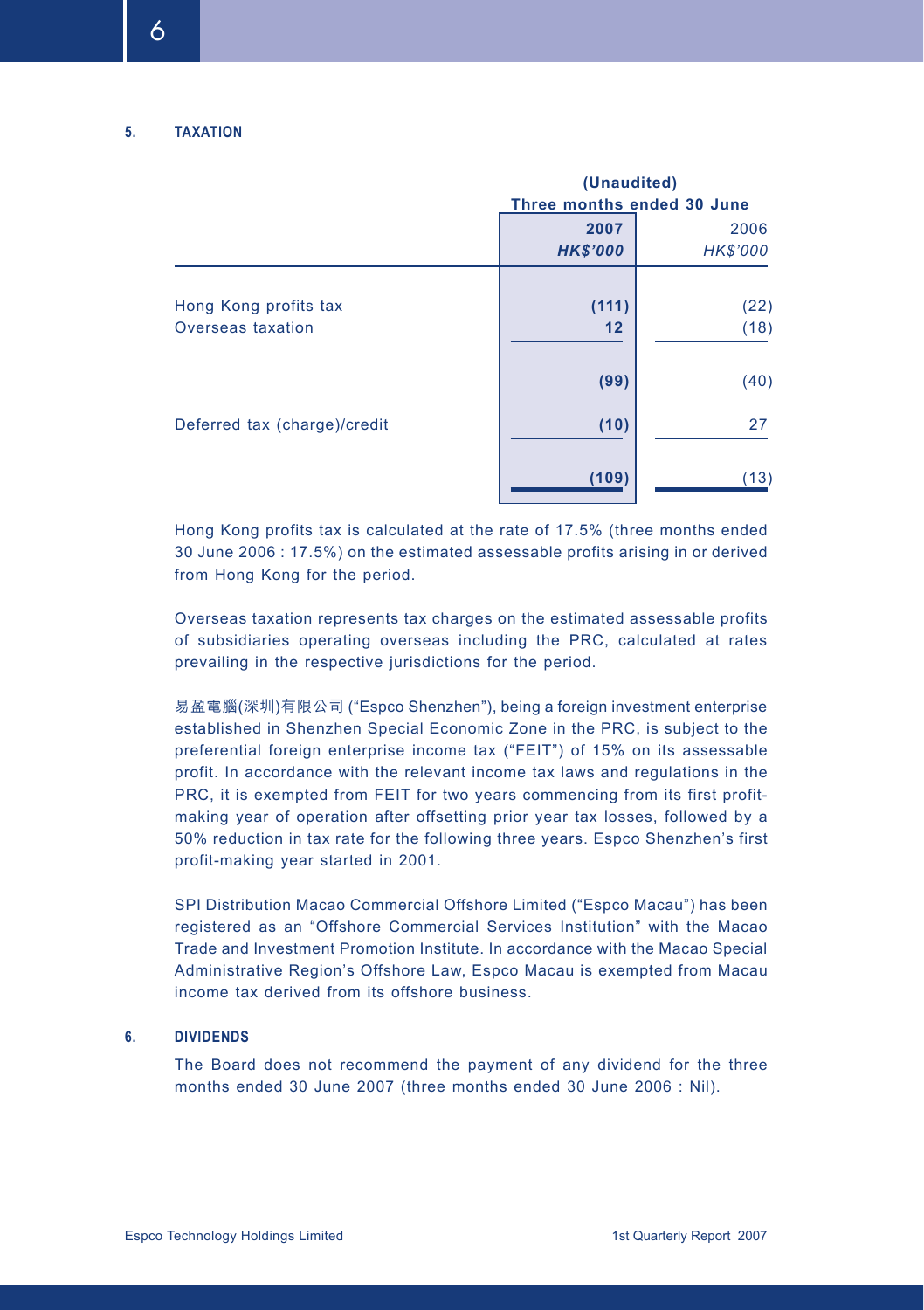## 5. TAXATION

| | (Unaudited) Three months ended 30 June | |
|---|---|---|
| | **2007** | 2006 |
| | ***HK$'000*** | *HK$'000* |
| Hong Kong profits tax | **(111)** | (22) |
| Overseas taxation | **12** | (18) |
| | **(99)** | (40) |
| Deferred tax (charge)/credit | **(10)** | 27 |
| | **(109)** | (13) |

Hong Kong profits tax is calculated at the rate of 17.5% (three months ended 30 June 2006 : 17.5%) on the estimated assessable profits arising in or derived from Hong Kong for the period.

Overseas taxation represents tax charges on the estimated assessable profits of subsidiaries operating overseas including the PRC, calculated at rates prevailing in the respective jurisdictions for the period.

易盈電腦(深圳)有限公司 ("Espco Shenzhen"), being a foreign investment enterprise established in Shenzhen Special Economic Zone in the PRC, is subject to the preferential foreign enterprise income tax ("FEIT") of 15% on its assessable profit. In accordance with the relevant income tax laws and regulations in the PRC, it is exempted from FEIT for two years commencing from its first profit-making year of operation after offsetting prior year tax losses, followed by a 50% reduction in tax rate for the following three years. Espco Shenzhen's first profit-making year started in 2001.

SPI Distribution Macao Commercial Offshore Limited ("Espco Macau") has been registered as an "Offshore Commercial Services Institution" with the Macao Trade and Investment Promotion Institute. In accordance with the Macao Special Administrative Region's Offshore Law, Espco Macau is exempted from Macau income tax derived from its offshore business.

## 6. DIVIDENDS

The Board does not recommend the payment of any dividend for the three months ended 30 June 2007 (three months ended 30 June 2006 : Nil).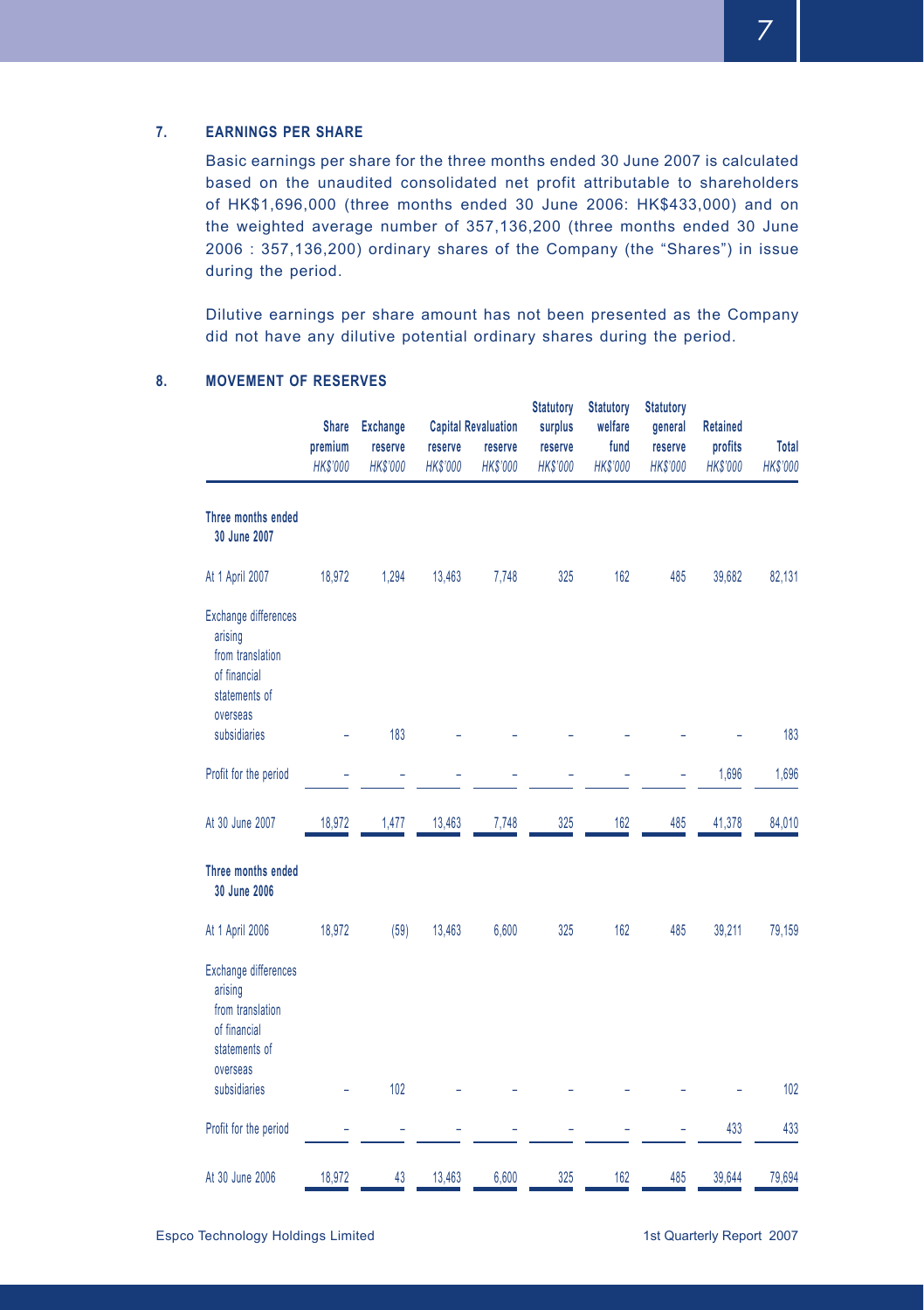## 7. EARNINGS PER SHARE

Basic earnings per share for the three months ended 30 June 2007 is calculated based on the unaudited consolidated net profit attributable to shareholders of HK$1,696,000 (three months ended 30 June 2006: HK$433,000) and on the weighted average number of 357,136,200 (three months ended 30 June 2006 : 357,136,200) ordinary shares of the Company (the "Shares") in issue during the period.

Dilutive earnings per share amount has not been presented as the Company did not have any dilutive potential ordinary shares during the period.

## 8. MOVEMENT OF RESERVES

| | Share premium HK$'000 | Exchange reserve HK$'000 | Capital reserve HK$'000 | Revaluation reserve HK$'000 | Statutory surplus reserve HK$'000 | Statutory welfare fund HK$'000 | Statutory general reserve HK$'000 | Retained profits HK$'000 | Total HK$'000 |
|---|---|---|---|---|---|---|---|---|---|
| **Three months ended 30 June 2007** | | | | | | | | | |
| At 1 April 2007 | 18,972 | 1,294 | 13,463 | 7,748 | 325 | 162 | 485 | 39,682 | 82,131 |
| Exchange differences arising from translation of financial statements of overseas subsidiaries | – | 183 | – | – | – | – | – | – | 183 |
| Profit for the period | – | – | – | – | – | – | – | 1,696 | 1,696 |
| At 30 June 2007 | 18,972 | 1,477 | 13,463 | 7,748 | 325 | 162 | 485 | 41,378 | 84,010 |
| **Three months ended 30 June 2006** | | | | | | | | | |
| At 1 April 2006 | 18,972 | (59) | 13,463 | 6,600 | 325 | 162 | 485 | 39,211 | 79,159 |
| Exchange differences arising from translation of financial statements of overseas subsidiaries | – | 102 | – | – | – | – | – | – | 102 |
| Profit for the period | – | – | – | – | – | – | – | 433 | 433 |
| At 30 June 2006 | 18,972 | 43 | 13,463 | 6,600 | 325 | 162 | 485 | 39,644 | 79,694 |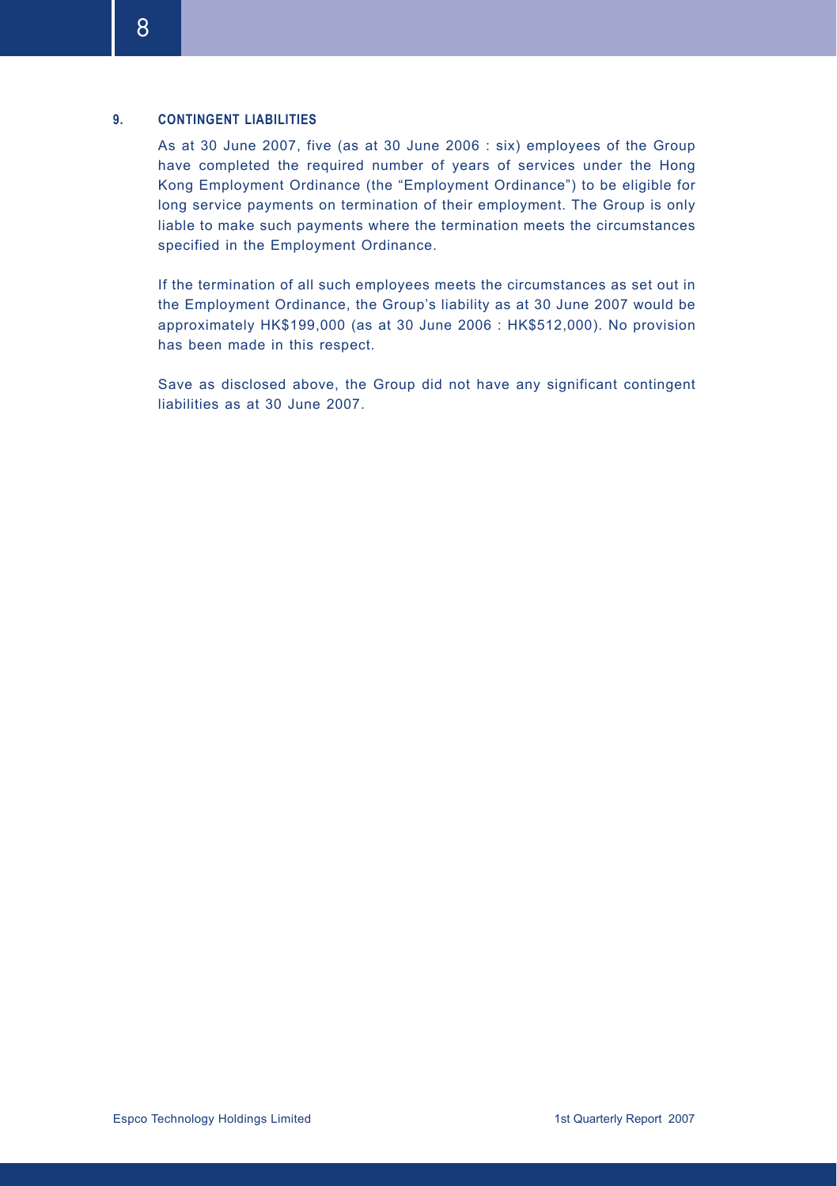## 9. CONTINGENT LIABILITIES

As at 30 June 2007, five (as at 30 June 2006 : six) employees of the Group have completed the required number of years of services under the Hong Kong Employment Ordinance (the "Employment Ordinance") to be eligible for long service payments on termination of their employment. The Group is only liable to make such payments where the termination meets the circumstances specified in the Employment Ordinance.

If the termination of all such employees meets the circumstances as set out in the Employment Ordinance, the Group's liability as at 30 June 2007 would be approximately HK$199,000 (as at 30 June 2006 : HK$512,000). No provision has been made in this respect.

Save as disclosed above, the Group did not have any significant contingent liabilities as at 30 June 2007.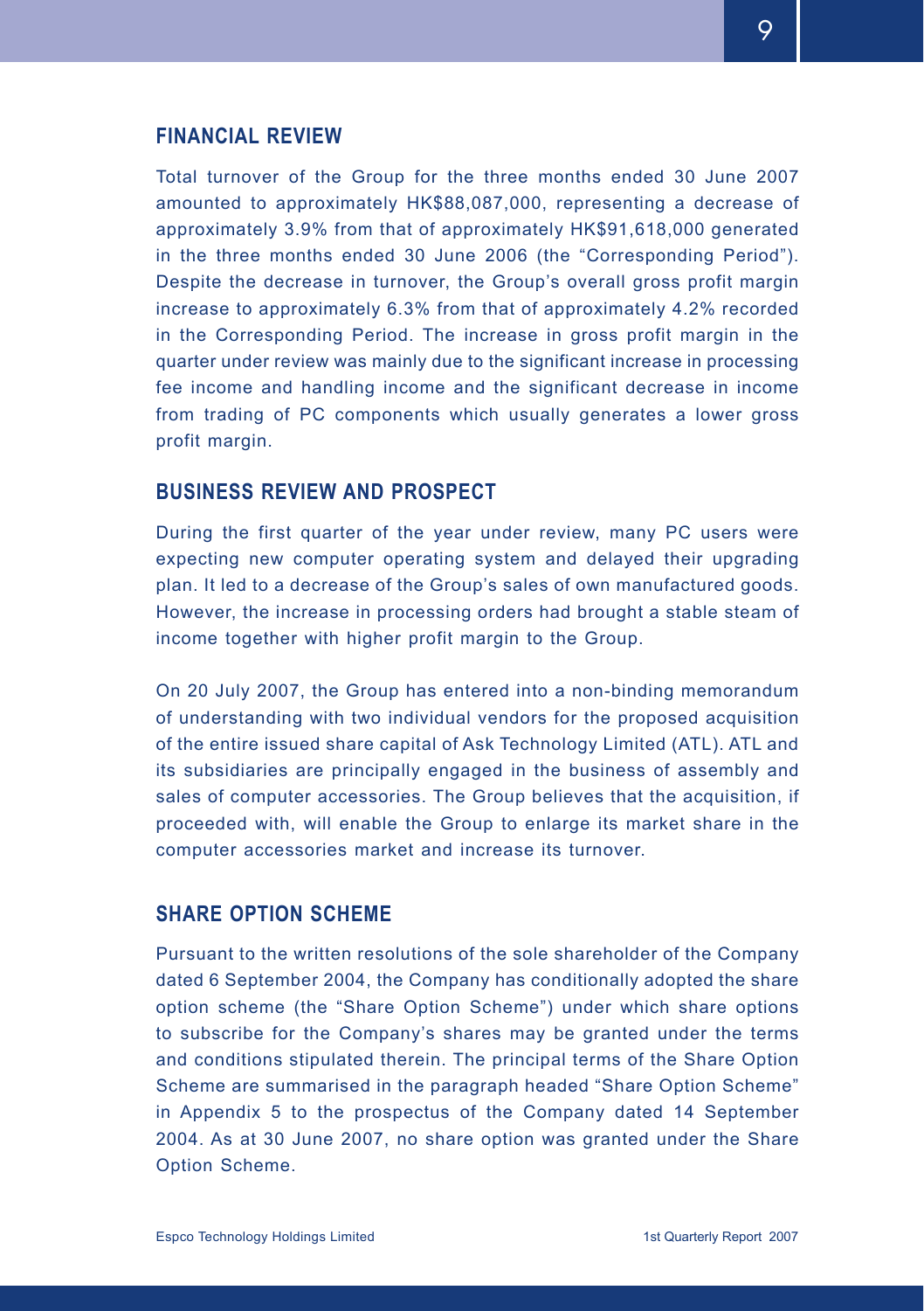## FINANCIAL REVIEW

Total turnover of the Group for the three months ended 30 June 2007 amounted to approximately HK$88,087,000, representing a decrease of approximately 3.9% from that of approximately HK$91,618,000 generated in the three months ended 30 June 2006 (the "Corresponding Period"). Despite the decrease in turnover, the Group's overall gross profit margin increase to approximately 6.3% from that of approximately 4.2% recorded in the Corresponding Period. The increase in gross profit margin in the quarter under review was mainly due to the significant increase in processing fee income and handling income and the significant decrease in income from trading of PC components which usually generates a lower gross profit margin.

## BUSINESS REVIEW AND PROSPECT

During the first quarter of the year under review, many PC users were expecting new computer operating system and delayed their upgrading plan. It led to a decrease of the Group's sales of own manufactured goods. However, the increase in processing orders had brought a stable steam of income together with higher profit margin to the Group.

On 20 July 2007, the Group has entered into a non-binding memorandum of understanding with two individual vendors for the proposed acquisition of the entire issued share capital of Ask Technology Limited (ATL). ATL and its subsidiaries are principally engaged in the business of assembly and sales of computer accessories. The Group believes that the acquisition, if proceeded with, will enable the Group to enlarge its market share in the computer accessories market and increase its turnover.

## SHARE OPTION SCHEME

Pursuant to the written resolutions of the sole shareholder of the Company dated 6 September 2004, the Company has conditionally adopted the share option scheme (the "Share Option Scheme") under which share options to subscribe for the Company's shares may be granted under the terms and conditions stipulated therein. The principal terms of the Share Option Scheme are summarised in the paragraph headed "Share Option Scheme" in Appendix 5 to the prospectus of the Company dated 14 September 2004. As at 30 June 2007, no share option was granted under the Share Option Scheme.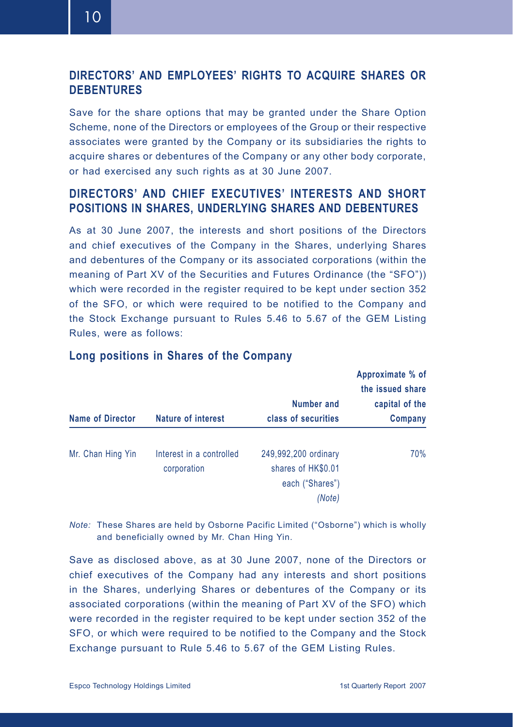## DIRECTORS' AND EMPLOYEES' RIGHTS TO ACQUIRE SHARES OR DEBENTURES

Save for the share options that may be granted under the Share Option Scheme, none of the Directors or employees of the Group or their respective associates were granted by the Company or its subsidiaries the rights to acquire shares or debentures of the Company or any other body corporate, or had exercised any such rights as at 30 June 2007.

## DIRECTORS' AND CHIEF EXECUTIVES' INTERESTS AND SHORT POSITIONS IN SHARES, UNDERLYING SHARES AND DEBENTURES

As at 30 June 2007, the interests and short positions of the Directors and chief executives of the Company in the Shares, underlying Shares and debentures of the Company or its associated corporations (within the meaning of Part XV of the Securities and Futures Ordinance (the "SFO")) which were recorded in the register required to be kept under section 352 of the SFO, or which were required to be notified to the Company and the Stock Exchange pursuant to Rules 5.46 to 5.67 of the GEM Listing Rules, were as follows:

### Long positions in Shares of the Company

| Name of Director | Nature of interest | Number and class of securities | Approximate % of the issued share capital of the Company |
|---|---|---|---|
| Mr. Chan Hing Yin | Interest in a controlled corporation | 249,992,200 ordinary shares of HK$0.01 each ("Shares") *(Note)* | 70% |

*Note:* These Shares are held by Osborne Pacific Limited ("Osborne") which is wholly and beneficially owned by Mr. Chan Hing Yin.

Save as disclosed above, as at 30 June 2007, none of the Directors or chief executives of the Company had any interests and short positions in the Shares, underlying Shares or debentures of the Company or its associated corporations (within the meaning of Part XV of the SFO) which were recorded in the register required to be kept under section 352 of the SFO, or which were required to be notified to the Company and the Stock Exchange pursuant to Rule 5.46 to 5.67 of the GEM Listing Rules.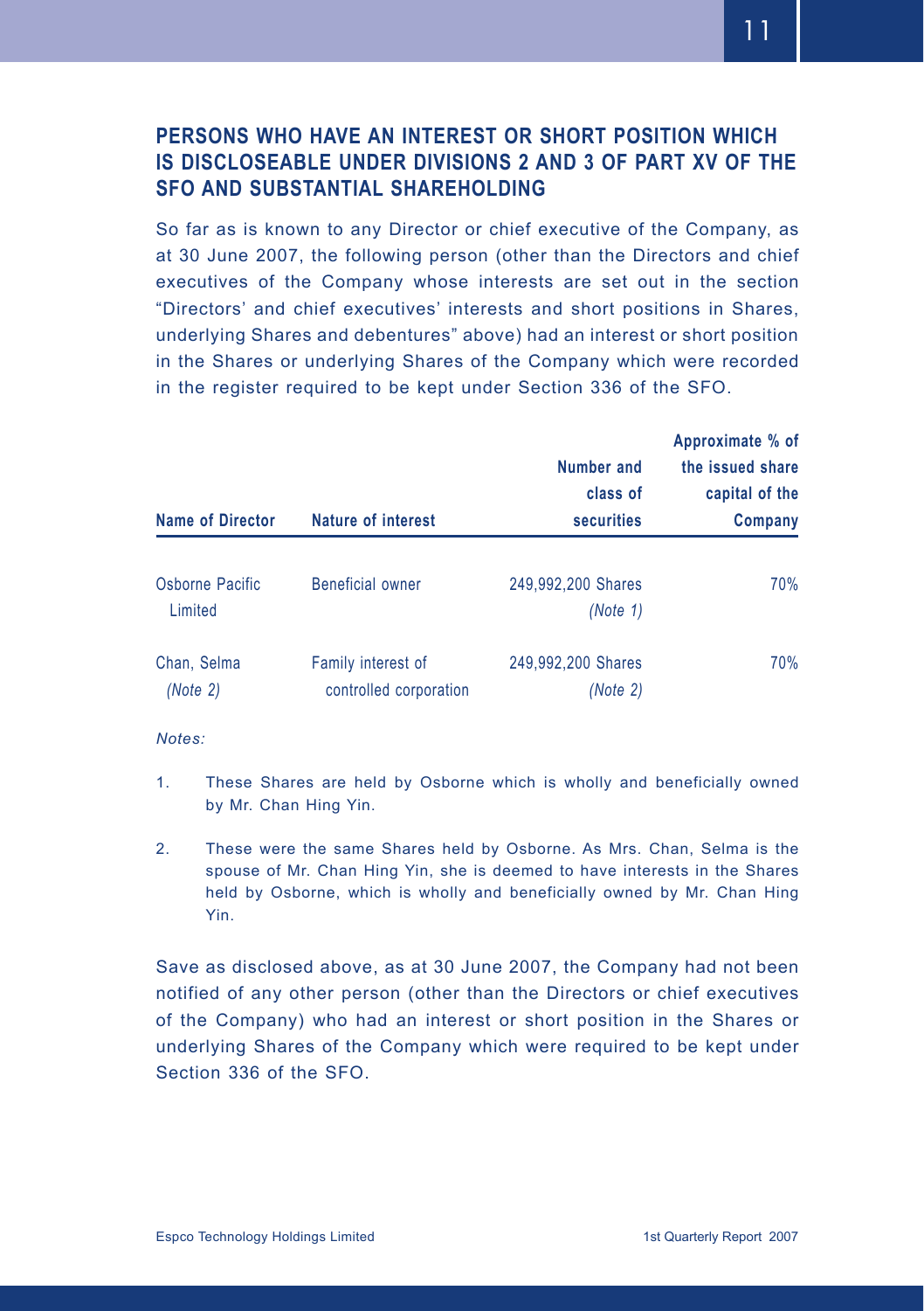## PERSONS WHO HAVE AN INTEREST OR SHORT POSITION WHICH IS DISCLOSEABLE UNDER DIVISIONS 2 AND 3 OF PART XV OF THE SFO AND SUBSTANTIAL SHAREHOLDING

So far as is known to any Director or chief executive of the Company, as at 30 June 2007, the following person (other than the Directors and chief executives of the Company whose interests are set out in the section "Directors' and chief executives' interests and short positions in Shares, underlying Shares and debentures" above) had an interest or short position in the Shares or underlying Shares of the Company which were recorded in the register required to be kept under Section 336 of the SFO.

| Name of Director | Nature of interest | Number and class of securities | Approximate % of the issued share capital of the Company |
|---|---|---|---|
| Osborne Pacific Limited | Beneficial owner | 249,992,200 Shares *(Note 1)* | 70% |
| Chan, Selma *(Note 2)* | Family interest of controlled corporation | 249,992,200 Shares *(Note 2)* | 70% |

*Notes:*

1. These Shares are held by Osborne which is wholly and beneficially owned by Mr. Chan Hing Yin.
2. These were the same Shares held by Osborne. As Mrs. Chan, Selma is the spouse of Mr. Chan Hing Yin, she is deemed to have interests in the Shares held by Osborne, which is wholly and beneficially owned by Mr. Chan Hing Yin.

Save as disclosed above, as at 30 June 2007, the Company had not been notified of any other person (other than the Directors or chief executives of the Company) who had an interest or short position in the Shares or underlying Shares of the Company which were required to be kept under Section 336 of the SFO.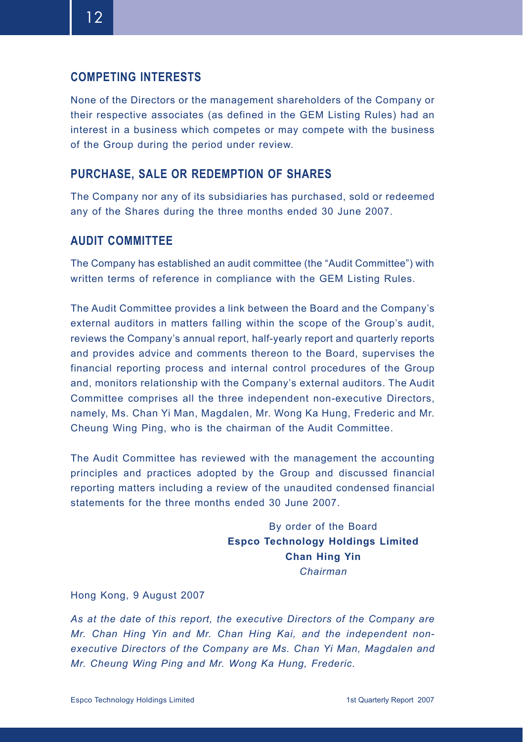## COMPETING INTERESTS

None of the Directors or the management shareholders of the Company or their respective associates (as defined in the GEM Listing Rules) had an interest in a business which competes or may compete with the business of the Group during the period under review.

## PURCHASE, SALE OR REDEMPTION OF SHARES

The Company nor any of its subsidiaries has purchased, sold or redeemed any of the Shares during the three months ended 30 June 2007.

## AUDIT COMMITTEE

The Company has established an audit committee (the "Audit Committee") with written terms of reference in compliance with the GEM Listing Rules.

The Audit Committee provides a link between the Board and the Company's external auditors in matters falling within the scope of the Group's audit, reviews the Company's annual report, half-yearly report and quarterly reports and provides advice and comments thereon to the Board, supervises the financial reporting process and internal control procedures of the Group and, monitors relationship with the Company's external auditors. The Audit Committee comprises all the three independent non-executive Directors, namely, Ms. Chan Yi Man, Magdalen, Mr. Wong Ka Hung, Frederic and Mr. Cheung Wing Ping, who is the chairman of the Audit Committee.

The Audit Committee has reviewed with the management the accounting principles and practices adopted by the Group and discussed financial reporting matters including a review of the unaudited condensed financial statements for the three months ended 30 June 2007.

By order of the Board
**Espco Technology Holdings Limited**
**Chan Hing Yin**
*Chairman*

Hong Kong, 9 August 2007

*As at the date of this report, the executive Directors of the Company are Mr. Chan Hing Yin and Mr. Chan Hing Kai, and the independent non-executive Directors of the Company are Ms. Chan Yi Man, Magdalen and Mr. Cheung Wing Ping and Mr. Wong Ka Hung, Frederic.*